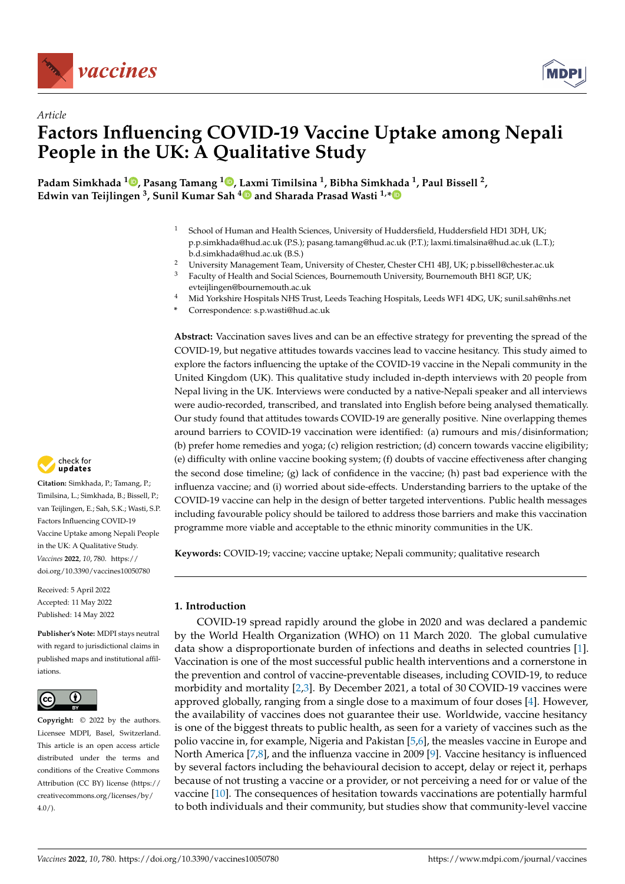*Article*

# Factors Influencing COVID-19 Vaccine Uptake among Nepali People in the UK: A Qualitative Study

**Padam Simkhada [1], Pasang Tamang [1], Laxmi Timilsina [1], Bibha Simkhada [1], Paul Bissell [2], Edwin van Teijlingen [3], Sunil Kumar Sah [4] and Sharada Prasad Wasti [1,*]**

[1] School of Human and Health Sciences, University of Huddersfield, Huddersfield HD1 3DH, UK; p.p.simkhada@hud.ac.uk (P.S.); pasang.tamang@hud.ac.uk (P.T.); laxmi.timalsina@hud.ac.uk (L.T.); b.d.simkhada@hud.ac.uk (B.S.)

[2] University Management Team, University of Chester, Chester CH1 4BJ, UK; p.bissell@chester.ac.uk

[3] Faculty of Health and Social Sciences, Bournemouth University, Bournemouth BH1 8GP, UK; evteijlingen@bournemouth.ac.uk

[4] Mid Yorkshire Hospitals NHS Trust, Leeds Teaching Hospitals, Leeds WF1 4DG, UK; sunil.sah@nhs.net

* Correspondence: s.p.wasti@hud.ac.uk

**Abstract:** Vaccination saves lives and can be an effective strategy for preventing the spread of the COVID-19, but negative attitudes towards vaccines lead to vaccine hesitancy. This study aimed to explore the factors influencing the uptake of the COVID-19 vaccine in the Nepali community in the United Kingdom (UK). This qualitative study included in-depth interviews with 20 people from Nepal living in the UK. Interviews were conducted by a native-Nepali speaker and all interviews were audio-recorded, transcribed, and translated into English before being analysed thematically. Our study found that attitudes towards COVID-19 are generally positive. Nine overlapping themes around barriers to COVID-19 vaccination were identified: (a) rumours and mis/disinformation; (b) prefer home remedies and yoga; (c) religion restriction; (d) concern towards vaccine eligibility; (e) difficulty with online vaccine booking system; (f) doubts of vaccine effectiveness after changing the second dose timeline; (g) lack of confidence in the vaccine; (h) past bad experience with the influenza vaccine; and (i) worried about side-effects. Understanding barriers to the uptake of the COVID-19 vaccine can help in the design of better targeted interventions. Public health messages including favourable policy should be tailored to address those barriers and make this vaccination programme more viable and acceptable to the ethnic minority communities in the UK.

**Keywords:** COVID-19; vaccine; vaccine uptake; Nepali community; qualitative research

**Citation:** Simkhada, P.; Tamang, P.; Timilsina, L.; Simkhada, B.; Bissell, P.; van Teijlingen, E.; Sah, S.K.; Wasti, S.P. Factors Influencing COVID-19 Vaccine Uptake among Nepali People in the UK: A Qualitative Study. *Vaccines* **2022**, *10*, 780. https://doi.org/10.3390/vaccines10050780

Received: 5 April 2022
Accepted: 11 May 2022
Published: 14 May 2022

**Publisher's Note:** MDPI stays neutral with regard to jurisdictional claims in published maps and institutional affiliations.

**Copyright:** © 2022 by the authors. Licensee MDPI, Basel, Switzerland. This article is an open access article distributed under the terms and conditions of the Creative Commons Attribution (CC BY) license (https://creativecommons.org/licenses/by/4.0/).

## 1. Introduction

COVID-19 spread rapidly around the globe in 2020 and was declared a pandemic by the World Health Organization (WHO) on 11 March 2020. The global cumulative data show a disproportionate burden of infections and deaths in selected countries [1]. Vaccination is one of the most successful public health interventions and a cornerstone in the prevention and control of vaccine-preventable diseases, including COVID-19, to reduce morbidity and mortality [2,3]. By December 2021, a total of 30 COVID-19 vaccines were approved globally, ranging from a single dose to a maximum of four doses [4]. However, the availability of vaccines does not guarantee their use. Worldwide, vaccine hesitancy is one of the biggest threats to public health, as seen for a variety of vaccines such as the polio vaccine in, for example, Nigeria and Pakistan [5,6], the measles vaccine in Europe and North America [7,8], and the influenza vaccine in 2009 [9]. Vaccine hesitancy is influenced by several factors including the behavioural decision to accept, delay or reject it, perhaps because of not trusting a vaccine or a provider, or not perceiving a need for or value of the vaccine [10]. The consequences of hesitation towards vaccinations are potentially harmful to both individuals and their community, but studies show that community-level vaccine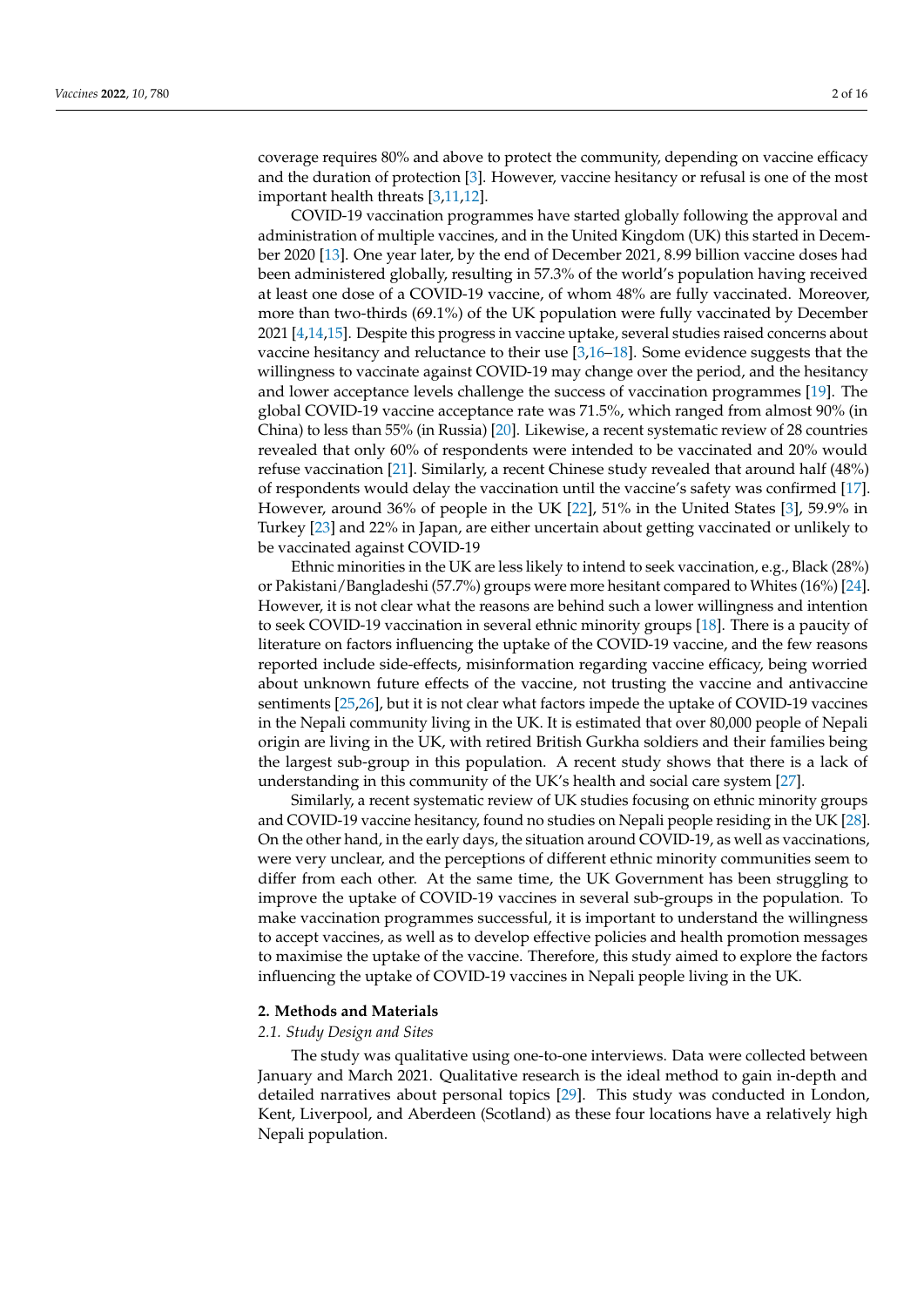coverage requires 80% and above to protect the community, depending on vaccine efficacy and the duration of protection [3]. However, vaccine hesitancy or refusal is one of the most important health threats [3,11,12].

COVID-19 vaccination programmes have started globally following the approval and administration of multiple vaccines, and in the United Kingdom (UK) this started in December 2020 [13]. One year later, by the end of December 2021, 8.99 billion vaccine doses had been administered globally, resulting in 57.3% of the world's population having received at least one dose of a COVID-19 vaccine, of whom 48% are fully vaccinated. Moreover, more than two-thirds (69.1%) of the UK population were fully vaccinated by December 2021 [4,14,15]. Despite this progress in vaccine uptake, several studies raised concerns about vaccine hesitancy and reluctance to their use [3,16–18]. Some evidence suggests that the willingness to vaccinate against COVID-19 may change over the period, and the hesitancy and lower acceptance levels challenge the success of vaccination programmes [19]. The global COVID-19 vaccine acceptance rate was 71.5%, which ranged from almost 90% (in China) to less than 55% (in Russia) [20]. Likewise, a recent systematic review of 28 countries revealed that only 60% of respondents were intended to be vaccinated and 20% would refuse vaccination [21]. Similarly, a recent Chinese study revealed that around half (48%) of respondents would delay the vaccination until the vaccine's safety was confirmed [17]. However, around 36% of people in the UK [22], 51% in the United States [3], 59.9% in Turkey [23] and 22% in Japan, are either uncertain about getting vaccinated or unlikely to be vaccinated against COVID-19

Ethnic minorities in the UK are less likely to intend to seek vaccination, e.g., Black (28%) or Pakistani/Bangladeshi (57.7%) groups were more hesitant compared to Whites (16%) [24]. However, it is not clear what the reasons are behind such a lower willingness and intention to seek COVID-19 vaccination in several ethnic minority groups [18]. There is a paucity of literature on factors influencing the uptake of the COVID-19 vaccine, and the few reasons reported include side-effects, misinformation regarding vaccine efficacy, being worried about unknown future effects of the vaccine, not trusting the vaccine and antivaccine sentiments [25,26], but it is not clear what factors impede the uptake of COVID-19 vaccines in the Nepali community living in the UK. It is estimated that over 80,000 people of Nepali origin are living in the UK, with retired British Gurkha soldiers and their families being the largest sub-group in this population. A recent study shows that there is a lack of understanding in this community of the UK's health and social care system [27].

Similarly, a recent systematic review of UK studies focusing on ethnic minority groups and COVID-19 vaccine hesitancy, found no studies on Nepali people residing in the UK [28]. On the other hand, in the early days, the situation around COVID-19, as well as vaccinations, were very unclear, and the perceptions of different ethnic minority communities seem to differ from each other. At the same time, the UK Government has been struggling to improve the uptake of COVID-19 vaccines in several sub-groups in the population. To make vaccination programmes successful, it is important to understand the willingness to accept vaccines, as well as to develop effective policies and health promotion messages to maximise the uptake of the vaccine. Therefore, this study aimed to explore the factors influencing the uptake of COVID-19 vaccines in Nepali people living in the UK.

## 2. Methods and Materials

### 2.1. Study Design and Sites

The study was qualitative using one-to-one interviews. Data were collected between January and March 2021. Qualitative research is the ideal method to gain in-depth and detailed narratives about personal topics [29]. This study was conducted in London, Kent, Liverpool, and Aberdeen (Scotland) as these four locations have a relatively high Nepali population.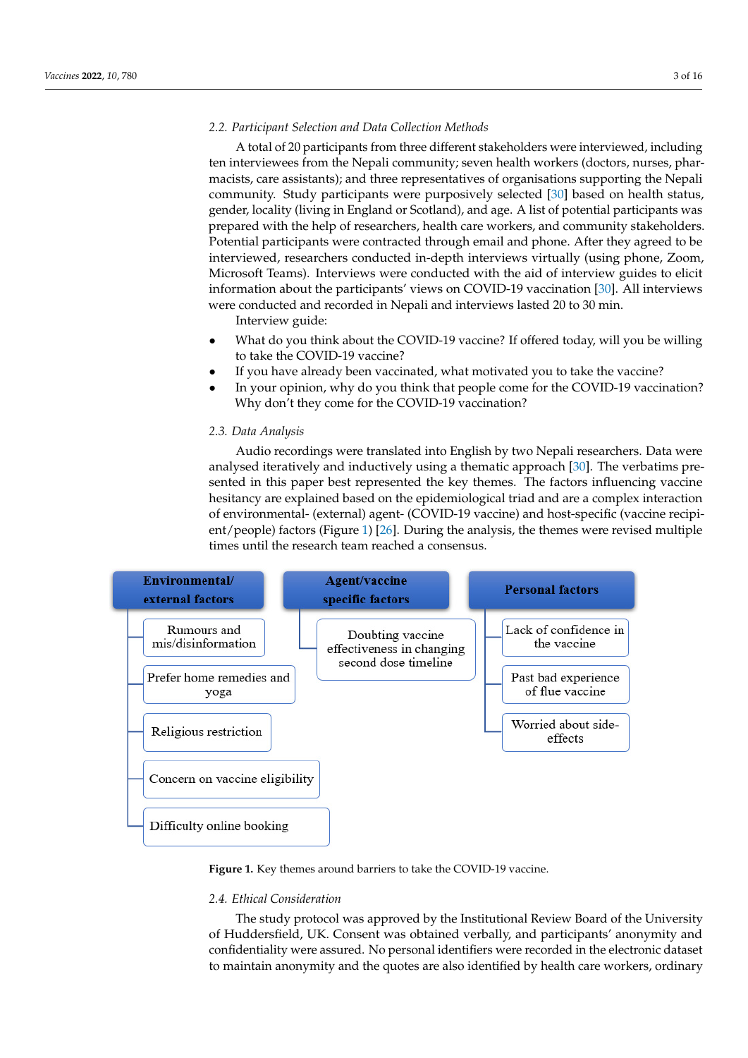### 2.2. Participant Selection and Data Collection Methods

A total of 20 participants from three different stakeholders were interviewed, including ten interviewees from the Nepali community; seven health workers (doctors, nurses, pharmacists, care assistants); and three representatives of organisations supporting the Nepali community. Study participants were purposively selected [30] based on health status, gender, locality (living in England or Scotland), and age. A list of potential participants was prepared with the help of researchers, health care workers, and community stakeholders. Potential participants were contracted through email and phone. After they agreed to be interviewed, researchers conducted in-depth interviews virtually (using phone, Zoom, Microsoft Teams). Interviews were conducted with the aid of interview guides to elicit information about the participants' views on COVID-19 vaccination [30]. All interviews were conducted and recorded in Nepali and interviews lasted 20 to 30 min.

Interview guide:

- What do you think about the COVID-19 vaccine? If offered today, will you be willing to take the COVID-19 vaccine?
- If you have already been vaccinated, what motivated you to take the vaccine?
- In your opinion, why do you think that people come for the COVID-19 vaccination? Why don't they come for the COVID-19 vaccination?

### 2.3. Data Analysis

Audio recordings were translated into English by two Nepali researchers. Data were analysed iteratively and inductively using a thematic approach [30]. The verbatims presented in this paper best represented the key themes. The factors influencing vaccine hesitancy are explained based on the epidemiological triad and are a complex interaction of environmental- (external) agent- (COVID-19 vaccine) and host-specific (vaccine recipient/people) factors (Figure 1) [26]. During the analysis, the themes were revised multiple times until the research team reached a consensus.

| Environmental/ external factors | Agent/vaccine specific factors | Personal factors |
|---|---|---|
| Rumours and mis/disinformation | Doubting vaccine effectiveness in changing second dose timeline | Lack of confidence in the vaccine |
| Prefer home remedies and yoga | | Past bad experience of flue vaccine |
| Religious restriction | | Worried about side-effects |
| Concern on vaccine eligibility | | |
| Difficulty online booking | | |

**Figure 1.** Key themes around barriers to take the COVID-19 vaccine.

### 2.4. Ethical Consideration

The study protocol was approved by the Institutional Review Board of the University of Huddersfield, UK. Consent was obtained verbally, and participants' anonymity and confidentiality were assured. No personal identifiers were recorded in the electronic dataset to maintain anonymity and the quotes are also identified by health care workers, ordinary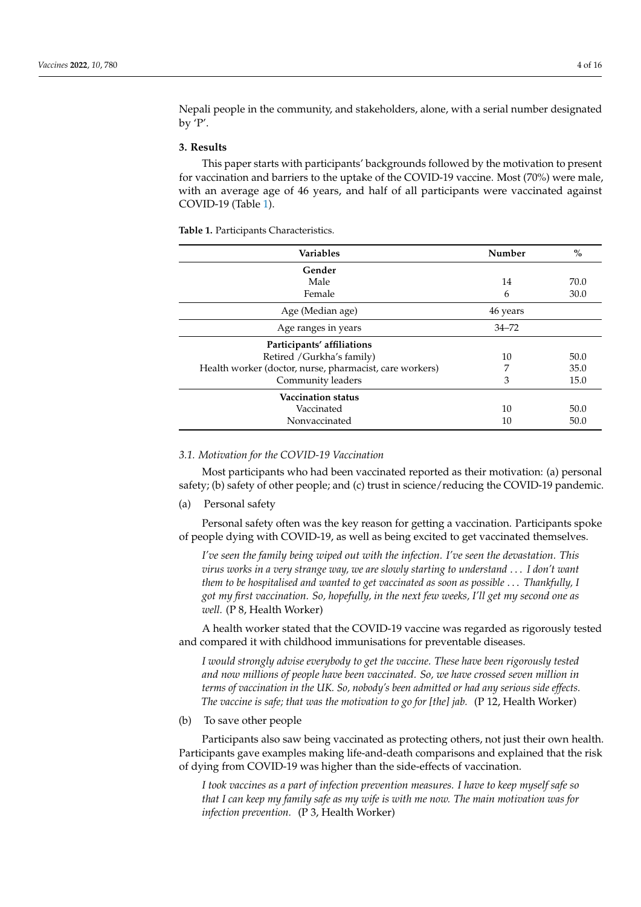Nepali people in the community, and stakeholders, alone, with a serial number designated by 'P'.

## 3. Results

This paper starts with participants' backgrounds followed by the motivation to present for vaccination and barriers to the uptake of the COVID-19 vaccine. Most (70%) were male, with an average age of 46 years, and half of all participants were vaccinated against COVID-19 (Table 1).

**Table 1.** Participants Characteristics.

| Variables | Number | % |
|---|---|---|
| **Gender** | | |
| Male | 14 | 70.0 |
| Female | 6 | 30.0 |
| Age (Median age) | 46 years | |
| Age ranges in years | 34–72 | |
| **Participants' affiliations** | | |
| Retired /Gurkha's family) | 10 | 50.0 |
| Health worker (doctor, nurse, pharmacist, care workers) | 7 | 35.0 |
| Community leaders | 3 | 15.0 |
| **Vaccination status** | | |
| Vaccinated | 10 | 50.0 |
| Nonvaccinated | 10 | 50.0 |

### *3.1. Motivation for the COVID-19 Vaccination*

Most participants who had been vaccinated reported as their motivation: (a) personal safety; (b) safety of other people; and (c) trust in science/reducing the COVID-19 pandemic.

(a) Personal safety

Personal safety often was the key reason for getting a vaccination. Participants spoke of people dying with COVID-19, as well as being excited to get vaccinated themselves.

> *I've seen the family being wiped out with the infection. I've seen the devastation. This virus works in a very strange way, we are slowly starting to understand ... I don't want them to be hospitalised and wanted to get vaccinated as soon as possible ... Thankfully, I got my first vaccination. So, hopefully, in the next few weeks, I'll get my second one as well.* (P 8, Health Worker)

A health worker stated that the COVID-19 vaccine was regarded as rigorously tested and compared it with childhood immunisations for preventable diseases.

> *I would strongly advise everybody to get the vaccine. These have been rigorously tested and now millions of people have been vaccinated. So, we have crossed seven million in terms of vaccination in the UK. So, nobody's been admitted or had any serious side effects. The vaccine is safe; that was the motivation to go for [the] jab.* (P 12, Health Worker)

(b) To save other people

Participants also saw being vaccinated as protecting others, not just their own health. Participants gave examples making life-and-death comparisons and explained that the risk of dying from COVID-19 was higher than the side-effects of vaccination.

> *I took vaccines as a part of infection prevention measures. I have to keep myself safe so that I can keep my family safe as my wife is with me now. The main motivation was for infection prevention.* (P 3, Health Worker)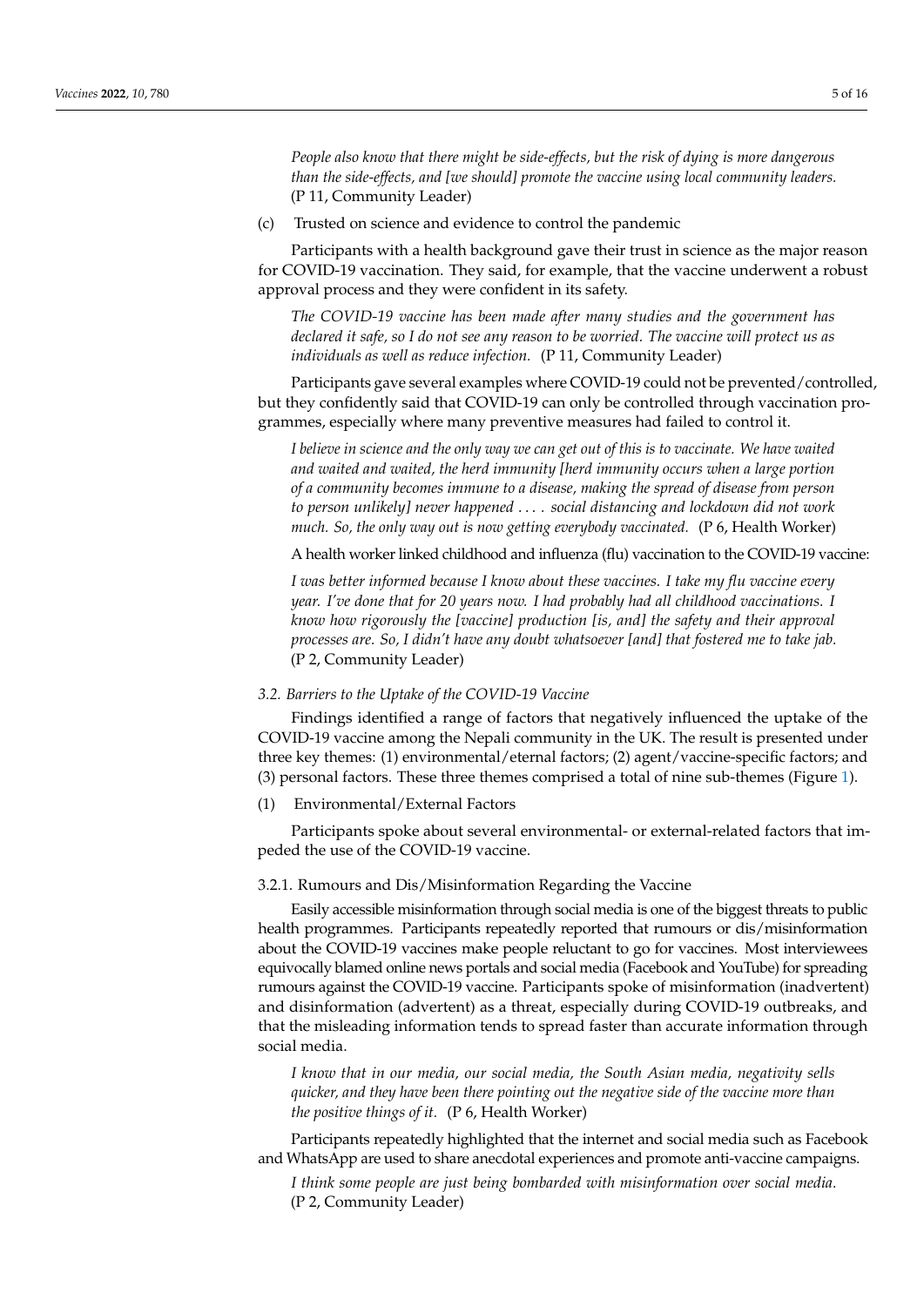*People also know that there might be side-effects, but the risk of dying is more dangerous than the side-effects, and [we should] promote the vaccine using local community leaders.* (P 11, Community Leader)

(c) Trusted on science and evidence to control the pandemic

Participants with a health background gave their trust in science as the major reason for COVID-19 vaccination. They said, for example, that the vaccine underwent a robust approval process and they were confident in its safety.

*The COVID-19 vaccine has been made after many studies and the government has declared it safe, so I do not see any reason to be worried. The vaccine will protect us as individuals as well as reduce infection.* (P 11, Community Leader)

Participants gave several examples where COVID-19 could not be prevented/controlled, but they confidently said that COVID-19 can only be controlled through vaccination programmes, especially where many preventive measures had failed to control it.

*I believe in science and the only way we can get out of this is to vaccinate. We have waited and waited, the herd immunity [herd immunity occurs when a large portion of a community becomes immune to a disease, making the spread of disease from person to person unlikely] never happened . . . . social distancing and lockdown did not work much. So, the only way out is now getting everybody vaccinated.* (P 6, Health Worker)

A health worker linked childhood and influenza (flu) vaccination to the COVID-19 vaccine:

*I was better informed because I know about these vaccines. I take my flu vaccine every year. I've done that for 20 years now. I had probably had all childhood vaccinations. I know how rigorously the [vaccine] production [is, and] the safety and their approval processes are. So, I didn't have any doubt whatsoever [and] that fostered me to take jab.* (P 2, Community Leader)

### *3.2. Barriers to the Uptake of the COVID-19 Vaccine*

Findings identified a range of factors that negatively influenced the uptake of the COVID-19 vaccine among the Nepali community in the UK. The result is presented under three key themes: (1) environmental/eternal factors; (2) agent/vaccine-specific factors; and (3) personal factors. These three themes comprised a total of nine sub-themes (Figure 1).

(1) Environmental/External Factors

Participants spoke about several environmental- or external-related factors that impeded the use of the COVID-19 vaccine.

#### 3.2.1. Rumours and Dis/Misinformation Regarding the Vaccine

Easily accessible misinformation through social media is one of the biggest threats to public health programmes. Participants repeatedly reported that rumours or dis/misinformation about the COVID-19 vaccines make people reluctant to go for vaccines. Most interviewees equivocally blamed online news portals and social media (Facebook and YouTube) for spreading rumours against the COVID-19 vaccine. Participants spoke of misinformation (inadvertent) and disinformation (advertent) as a threat, especially during COVID-19 outbreaks, and that the misleading information tends to spread faster than accurate information through social media.

*I know that in our media, our social media, the South Asian media, negativity sells quicker, and they have been there pointing out the negative side of the vaccine more than the positive things of it.* (P 6, Health Worker)

Participants repeatedly highlighted that the internet and social media such as Facebook and WhatsApp are used to share anecdotal experiences and promote anti-vaccine campaigns.

*I think some people are just being bombarded with misinformation over social media.* (P 2, Community Leader)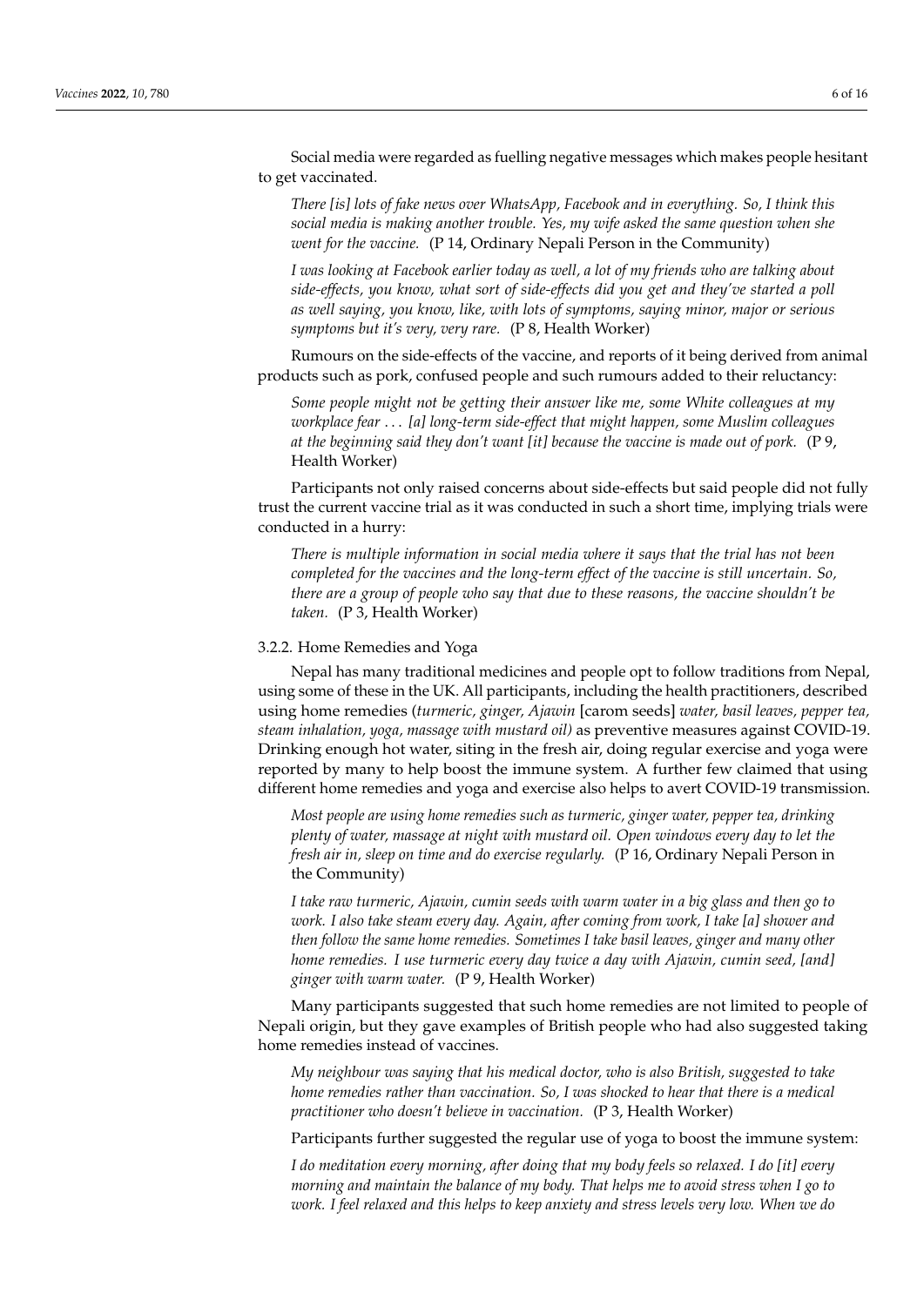Social media were regarded as fuelling negative messages which makes people hesitant to get vaccinated.

> *There [is] lots of fake news over WhatsApp, Facebook and in everything. So, I think this social media is making another trouble. Yes, my wife asked the same question when she went for the vaccine.* (P 14, Ordinary Nepali Person in the Community)

> *I was looking at Facebook earlier today as well, a lot of my friends who are talking about side-effects, you know, what sort of side-effects did you get and they've started a poll as well saying, you know, like, with lots of symptoms, saying minor, major or serious symptoms but it's very, very rare.* (P 8, Health Worker)

Rumours on the side-effects of the vaccine, and reports of it being derived from animal products such as pork, confused people and such rumours added to their reluctancy:

> *Some people might not be getting their answer like me, some White colleagues at my workplace fear . . . [a] long-term side-effect that might happen, some Muslim colleagues at the beginning said they don't want [it] because the vaccine is made out of pork.* (P 9, Health Worker)

Participants not only raised concerns about side-effects but said people did not fully trust the current vaccine trial as it was conducted in such a short time, implying trials were conducted in a hurry:

> *There is multiple information in social media where it says that the trial has not been completed for the vaccines and the long-term effect of the vaccine is still uncertain. So, there are a group of people who say that due to these reasons, the vaccine shouldn't be taken.* (P 3, Health Worker)

#### 3.2.2. Home Remedies and Yoga

Nepal has many traditional medicines and people opt to follow traditions from Nepal, using some of these in the UK. All participants, including the health practitioners, described using home remedies (*turmeric, ginger, Ajawin* [carom seeds] *water, basil leaves, pepper tea, steam inhalation, yoga, massage with mustard oil)* as preventive measures against COVID-19. Drinking enough hot water, siting in the fresh air, doing regular exercise and yoga were reported by many to help boost the immune system. A further few claimed that using different home remedies and yoga and exercise also helps to avert COVID-19 transmission.

> *Most people are using home remedies such as turmeric, ginger water, pepper tea, drinking plenty of water, massage at night with mustard oil. Open windows every day to let the fresh air in, sleep on time and do exercise regularly.* (P 16, Ordinary Nepali Person in the Community)

> *I take raw turmeric, Ajawin, cumin seeds with warm water in a big glass and then go to work. I also take steam every day. Again, after coming from work, I take [a] shower and then follow the same home remedies. Sometimes I take basil leaves, ginger and many other home remedies. I use turmeric every day twice a day with Ajawin, cumin seed, [and] ginger with warm water.* (P 9, Health Worker)

Many participants suggested that such home remedies are not limited to people of Nepali origin, but they gave examples of British people who had also suggested taking home remedies instead of vaccines.

> *My neighbour was saying that his medical doctor, who is also British, suggested to take home remedies rather than vaccination. So, I was shocked to hear that there is a medical practitioner who doesn't believe in vaccination.* (P 3, Health Worker)

Participants further suggested the regular use of yoga to boost the immune system:

> *I do meditation every morning, after doing that my body feels so relaxed. I do [it] every morning and maintain the balance of my body. That helps me to avoid stress when I go to work. I feel relaxed and this helps to keep anxiety and stress levels very low. When we do*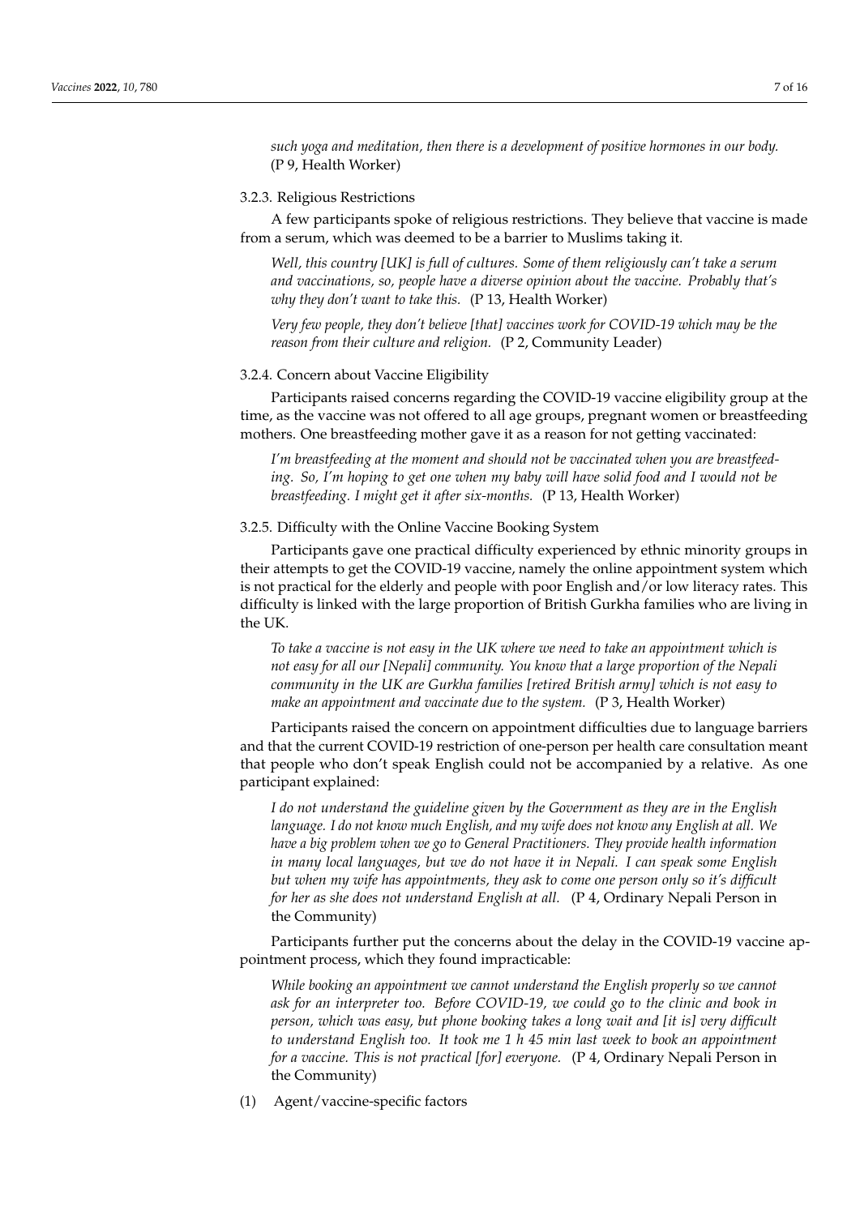*such yoga and meditation, then there is a development of positive hormones in our body.* (P 9, Health Worker)

#### 3.2.3. Religious Restrictions

A few participants spoke of religious restrictions. They believe that vaccine is made from a serum, which was deemed to be a barrier to Muslims taking it.

> *Well, this country [UK] is full of cultures. Some of them religiously can't take a serum and vaccinations, so, people have a diverse opinion about the vaccine. Probably that's why they don't want to take this.* (P 13, Health Worker)

> *Very few people, they don't believe [that] vaccines work for COVID-19 which may be the reason from their culture and religion.* (P 2, Community Leader)

#### 3.2.4. Concern about Vaccine Eligibility

Participants raised concerns regarding the COVID-19 vaccine eligibility group at the time, as the vaccine was not offered to all age groups, pregnant women or breastfeeding mothers. One breastfeeding mother gave it as a reason for not getting vaccinated:

> *I'm breastfeeding at the moment and should not be vaccinated when you are breastfeeding. So, I'm hoping to get one when my baby will have solid food and I would not be breastfeeding. I might get it after six-months.* (P 13, Health Worker)

#### 3.2.5. Difficulty with the Online Vaccine Booking System

Participants gave one practical difficulty experienced by ethnic minority groups in their attempts to get the COVID-19 vaccine, namely the online appointment system which is not practical for the elderly and people with poor English and/or low literacy rates. This difficulty is linked with the large proportion of British Gurkha families who are living in the UK.

> *To take a vaccine is not easy in the UK where we need to take an appointment which is not easy for all our [Nepali] community. You know that a large proportion of the Nepali community in the UK are Gurkha families [retired British army] which is not easy to make an appointment and vaccinate due to the system.* (P 3, Health Worker)

Participants raised the concern on appointment difficulties due to language barriers and that the current COVID-19 restriction of one-person per health care consultation meant that people who don't speak English could not be accompanied by a relative. As one participant explained:

> *I do not understand the guideline given by the Government as they are in the English language. I do not know much English, and my wife does not know any English at all. We have a big problem when we go to General Practitioners. They provide health information in many local languages, but we do not have it in Nepali. I can speak some English but when my wife has appointments, they ask to come one person only so it's difficult for her as she does not understand English at all.* (P 4, Ordinary Nepali Person in the Community)

Participants further put the concerns about the delay in the COVID-19 vaccine appointment process, which they found impracticable:

> *While booking an appointment we cannot understand the English properly so we cannot ask for an interpreter too. Before COVID-19, we could go to the clinic and book in person, which was easy, but phone booking takes a long wait and [it is] very difficult to understand English too. It took me 1 h 45 min last week to book an appointment for a vaccine. This is not practical [for] everyone.* (P 4, Ordinary Nepali Person in the Community)

(1) Agent/vaccine-specific factors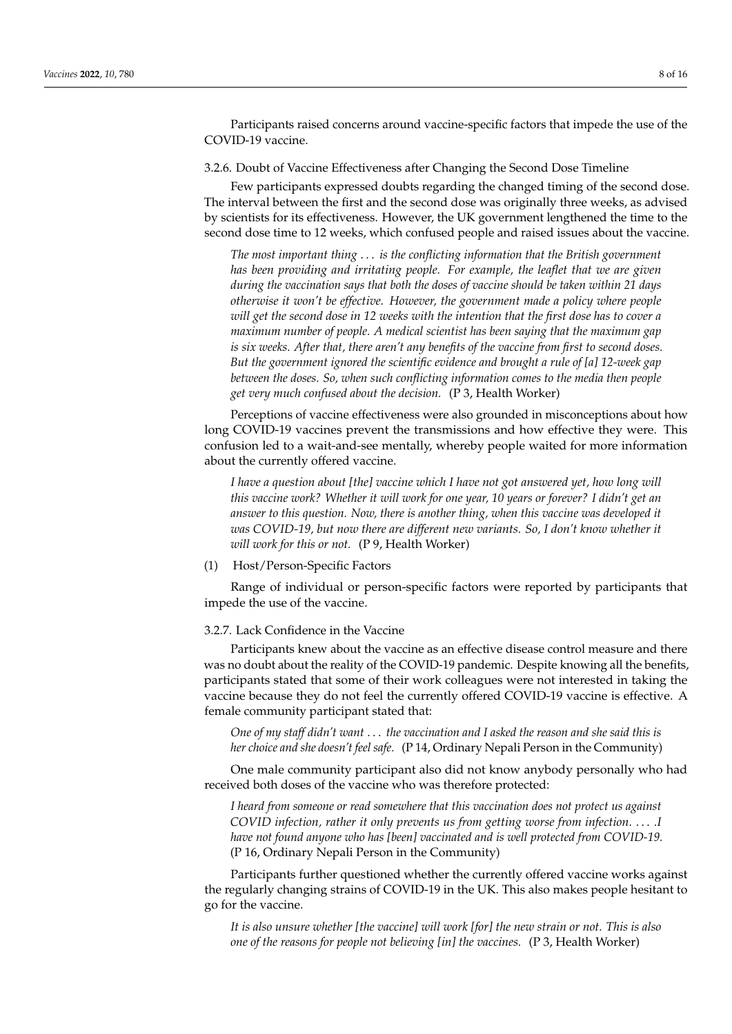Participants raised concerns around vaccine-specific factors that impede the use of the COVID-19 vaccine.

#### 3.2.6. Doubt of Vaccine Effectiveness after Changing the Second Dose Timeline

Few participants expressed doubts regarding the changed timing of the second dose. The interval between the first and the second dose was originally three weeks, as advised by scientists for its effectiveness. However, the UK government lengthened the time to the second dose time to 12 weeks, which confused people and raised issues about the vaccine.

> *The most important thing . . . is the conflicting information that the British government has been providing and irritating people. For example, the leaflet that we are given during the vaccination says that both the doses of vaccine should be taken within 21 days otherwise it won't be effective. However, the government made a policy where people will get the second dose in 12 weeks with the intention that the first dose has to cover a maximum number of people. A medical scientist has been saying that the maximum gap is six weeks. After that, there aren't any benefits of the vaccine from first to second doses. But the government ignored the scientific evidence and brought a rule of [a] 12-week gap between the doses. So, when such conflicting information comes to the media then people get very much confused about the decision.* (P 3, Health Worker)

Perceptions of vaccine effectiveness were also grounded in misconceptions about how long COVID-19 vaccines prevent the transmissions and how effective they were. This confusion led to a wait-and-see mentally, whereby people waited for more information about the currently offered vaccine.

> *I have a question about [the] vaccine which I have not got answered yet, how long will this vaccine work? Whether it will work for one year, 10 years or forever? I didn't get an answer to this question. Now, there is another thing, when this vaccine was developed it was COVID-19, but now there are different new variants. So, I don't know whether it will work for this or not.* (P 9, Health Worker)

(1) Host/Person-Specific Factors

Range of individual or person-specific factors were reported by participants that impede the use of the vaccine.

#### 3.2.7. Lack Confidence in the Vaccine

Participants knew about the vaccine as an effective disease control measure and there was no doubt about the reality of the COVID-19 pandemic. Despite knowing all the benefits, participants stated that some of their work colleagues were not interested in taking the vaccine because they do not feel the currently offered COVID-19 vaccine is effective. A female community participant stated that:

> *One of my staff didn't want . . . the vaccination and I asked the reason and she said this is her choice and she doesn't feel safe.* (P 14, Ordinary Nepali Person in the Community)

One male community participant also did not know anybody personally who had received both doses of the vaccine who was therefore protected:

> *I heard from someone or read somewhere that this vaccination does not protect us against COVID infection, rather it only prevents us from getting worse from infection. . . . .I have not found anyone who has [been] vaccinated and is well protected from COVID-19.* (P 16, Ordinary Nepali Person in the Community)

Participants further questioned whether the currently offered vaccine works against the regularly changing strains of COVID-19 in the UK. This also makes people hesitant to go for the vaccine.

> *It is also unsure whether [the vaccine] will work [for] the new strain or not. This is also one of the reasons for people not believing [in] the vaccines.* (P 3, Health Worker)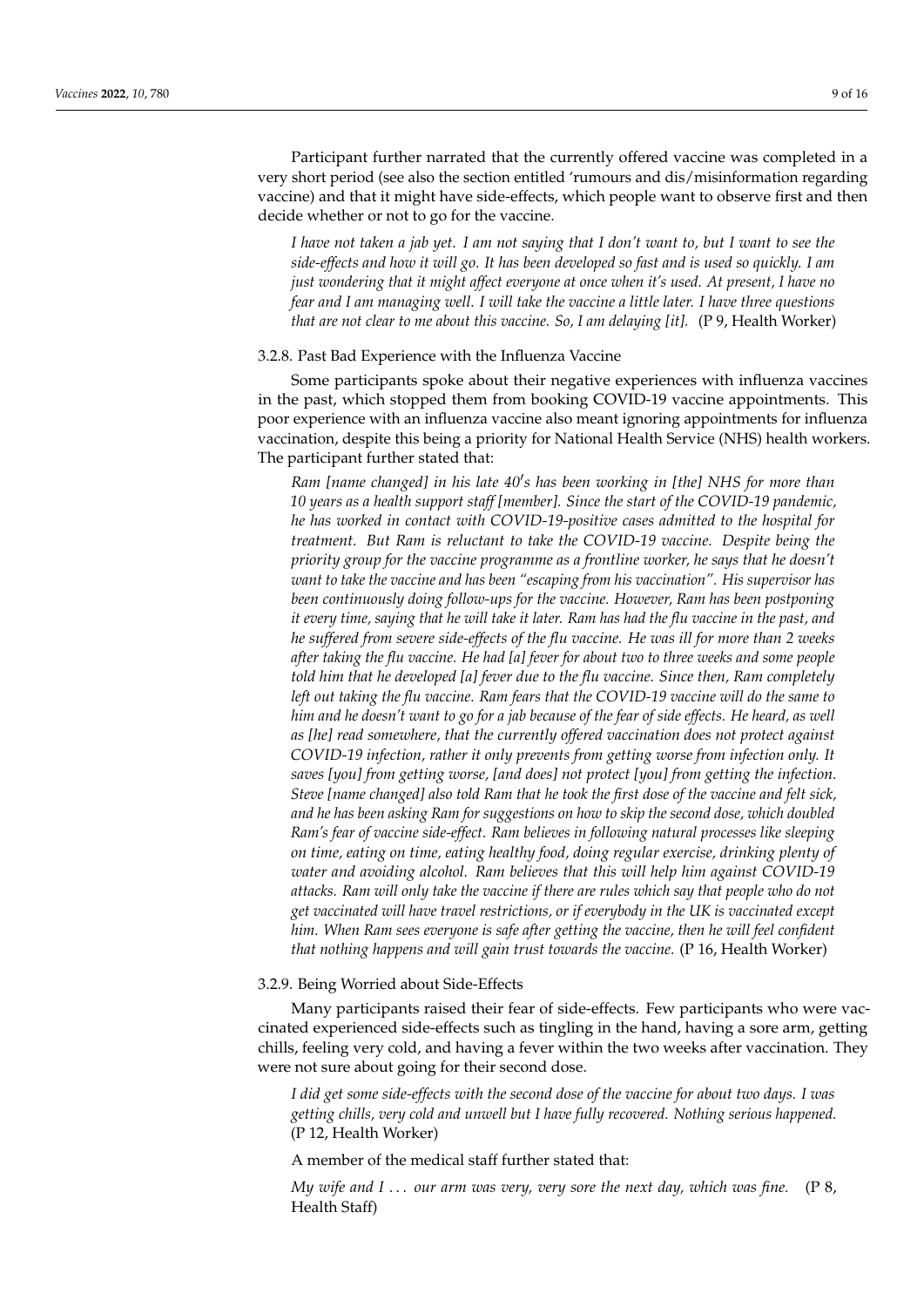Participant further narrated that the currently offered vaccine was completed in a very short period (see also the section entitled 'rumours and dis/misinformation regarding vaccine) and that it might have side-effects, which people want to observe first and then decide whether or not to go for the vaccine.

> *I have not taken a jab yet. I am not saying that I don't want to, but I want to see the side-effects and how it will go. It has been developed so fast and is used so quickly. I am just wondering that it might affect everyone at once when it's used. At present, I have no fear and I am managing well. I will take the vaccine a little later. I have three questions that are not clear to me about this vaccine. So, I am delaying [it].* (P 9, Health Worker)

#### 3.2.8. Past Bad Experience with the Influenza Vaccine

Some participants spoke about their negative experiences with influenza vaccines in the past, which stopped them from booking COVID-19 vaccine appointments. This poor experience with an influenza vaccine also meant ignoring appointments for influenza vaccination, despite this being a priority for National Health Service (NHS) health workers. The participant further stated that:

> *Ram [name changed] in his late 40′s has been working in [the] NHS for more than 10 years as a health support staff [member]. Since the start of the COVID-19 pandemic, he has worked in contact with COVID-19-positive cases admitted to the hospital for treatment. But Ram is reluctant to take the COVID-19 vaccine. Despite being the priority group for the vaccine programme as a frontline worker, he says that he doesn't want to take the vaccine and has been "escaping from his vaccination". His supervisor has been continuously doing follow-ups for the vaccine. However, Ram has been postponing it every time, saying that he will take it later. Ram has had the flu vaccine in the past, and he suffered from severe side-effects of the flu vaccine. He was ill for more than 2 weeks after taking the flu vaccine. He had [a] fever for about two to three weeks and some people told him that he developed [a] fever due to the flu vaccine. Since then, Ram completely left out taking the flu vaccine. Ram fears that the COVID-19 vaccine will do the same to him and he doesn't want to go for a jab because of the fear of side effects. He heard, as well as [he] read somewhere, that the currently offered vaccination does not protect against COVID-19 infection, rather it only prevents from getting worse from infection only. It saves [you] from getting worse, [and does] not protect [you] from getting the infection. Steve [name changed] also told Ram that he took the first dose of the vaccine and felt sick, and he has been asking Ram for suggestions on how to skip the second dose, which doubled Ram's fear of vaccine side-effect. Ram believes in following natural processes like sleeping on time, eating on time, eating healthy food, doing regular exercise, drinking plenty of water and avoiding alcohol. Ram believes that this will help him against COVID-19 attacks. Ram will only take the vaccine if there are rules which say that people who do not get vaccinated will have travel restrictions, or if everybody in the UK is vaccinated except him. When Ram sees everyone is safe after getting the vaccine, then he will feel confident that nothing happens and will gain trust towards the vaccine.* (P 16, Health Worker)

#### 3.2.9. Being Worried about Side-Effects

Many participants raised their fear of side-effects. Few participants who were vaccinated experienced side-effects such as tingling in the hand, having a sore arm, getting chills, feeling very cold, and having a fever within the two weeks after vaccination. They were not sure about going for their second dose.

> *I did get some side-effects with the second dose of the vaccine for about two days. I was getting chills, very cold and unwell but I have fully recovered. Nothing serious happened.* (P 12, Health Worker)

A member of the medical staff further stated that:

> *My wife and I . . . our arm was very, very sore the next day, which was fine.* (P 8, Health Staff)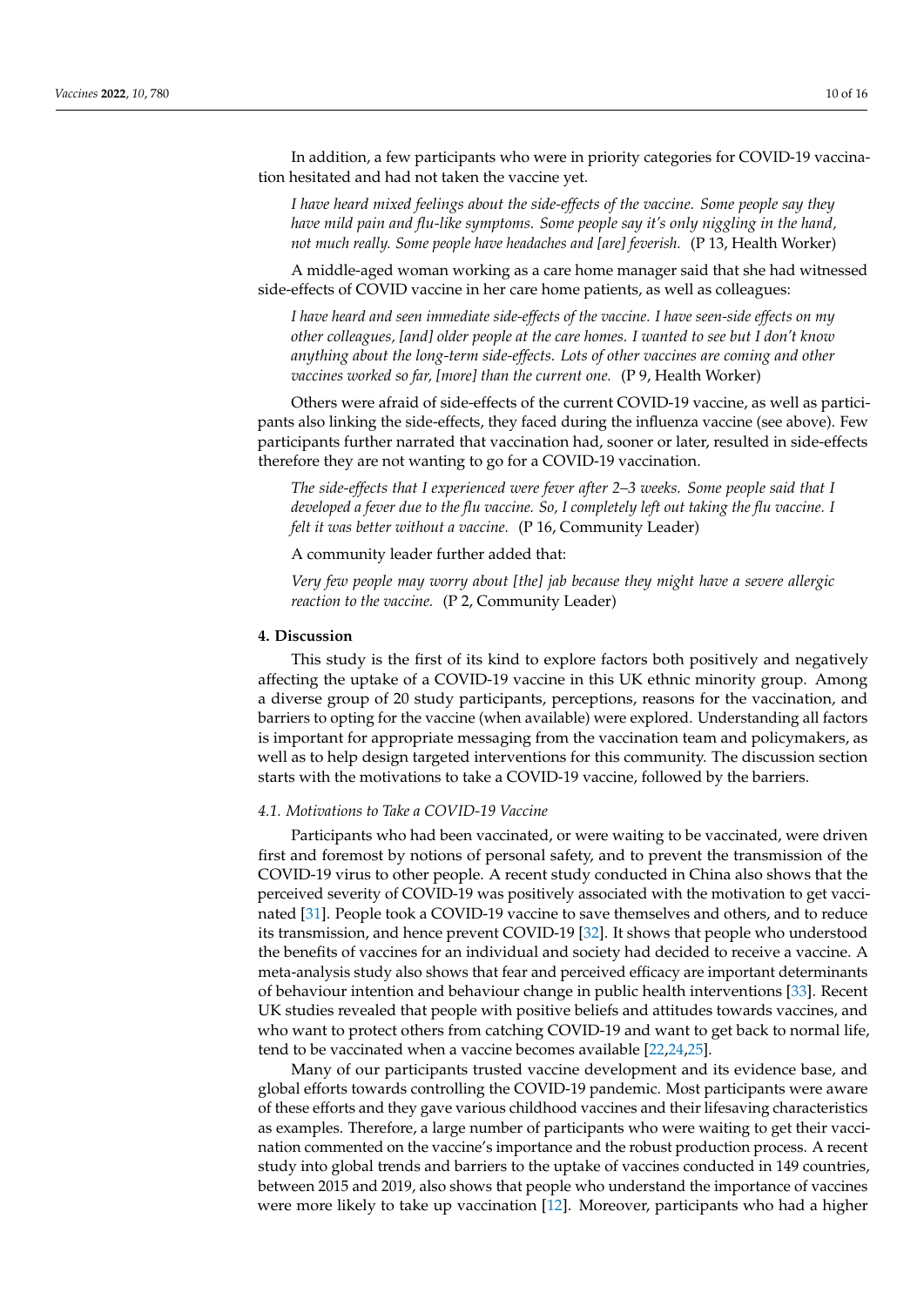In addition, a few participants who were in priority categories for COVID-19 vaccination hesitated and had not taken the vaccine yet.

> *I have heard mixed feelings about the side-effects of the vaccine. Some people say they have mild pain and flu-like symptoms. Some people say it's only niggling in the hand, not much really. Some people have headaches and [are] feverish.* (P 13, Health Worker)

A middle-aged woman working as a care home manager said that she had witnessed side-effects of COVID vaccine in her care home patients, as well as colleagues:

> *I have heard and seen immediate side-effects of the vaccine. I have seen-side effects on my other colleagues, [and] older people at the care homes. I wanted to see but I don't know anything about the long-term side-effects. Lots of other vaccines are coming and other vaccines worked so far, [more] than the current one.* (P 9, Health Worker)

Others were afraid of side-effects of the current COVID-19 vaccine, as well as participants also linking the side-effects, they faced during the influenza vaccine (see above). Few participants further narrated that vaccination had, sooner or later, resulted in side-effects therefore they are not wanting to go for a COVID-19 vaccination.

> *The side-effects that I experienced were fever after 2–3 weeks. Some people said that I developed a fever due to the flu vaccine. So, I completely left out taking the flu vaccine. I felt it was better without a vaccine.* (P 16, Community Leader)

A community leader further added that:

> *Very few people may worry about [the] jab because they might have a severe allergic reaction to the vaccine.* (P 2, Community Leader)

## 4. Discussion

This study is the first of its kind to explore factors both positively and negatively affecting the uptake of a COVID-19 vaccine in this UK ethnic minority group. Among a diverse group of 20 study participants, perceptions, reasons for the vaccination, and barriers to opting for the vaccine (when available) were explored. Understanding all factors is important for appropriate messaging from the vaccination team and policymakers, as well as to help design targeted interventions for this community. The discussion section starts with the motivations to take a COVID-19 vaccine, followed by the barriers.

### 4.1. Motivations to Take a COVID-19 Vaccine

Participants who had been vaccinated, or were waiting to be vaccinated, were driven first and foremost by notions of personal safety, and to prevent the transmission of the COVID-19 virus to other people. A recent study conducted in China also shows that the perceived severity of COVID-19 was positively associated with the motivation to get vaccinated [31]. People took a COVID-19 vaccine to save themselves and others, and to reduce its transmission, and hence prevent COVID-19 [32]. It shows that people who understood the benefits of vaccines for an individual and society had decided to receive a vaccine. A meta-analysis study also shows that fear and perceived efficacy are important determinants of behaviour intention and behaviour change in public health interventions [33]. Recent UK studies revealed that people with positive beliefs and attitudes towards vaccines, and who want to protect others from catching COVID-19 and want to get back to normal life, tend to be vaccinated when a vaccine becomes available [22,24,25].

Many of our participants trusted vaccine development and its evidence base, and global efforts towards controlling the COVID-19 pandemic. Most participants were aware of these efforts and they gave various childhood vaccines and their lifesaving characteristics as examples. Therefore, a large number of participants who were waiting to get their vaccination commented on the vaccine's importance and the robust production process. A recent study into global trends and barriers to the uptake of vaccines conducted in 149 countries, between 2015 and 2019, also shows that people who understand the importance of vaccines were more likely to take up vaccination [12]. Moreover, participants who had a higher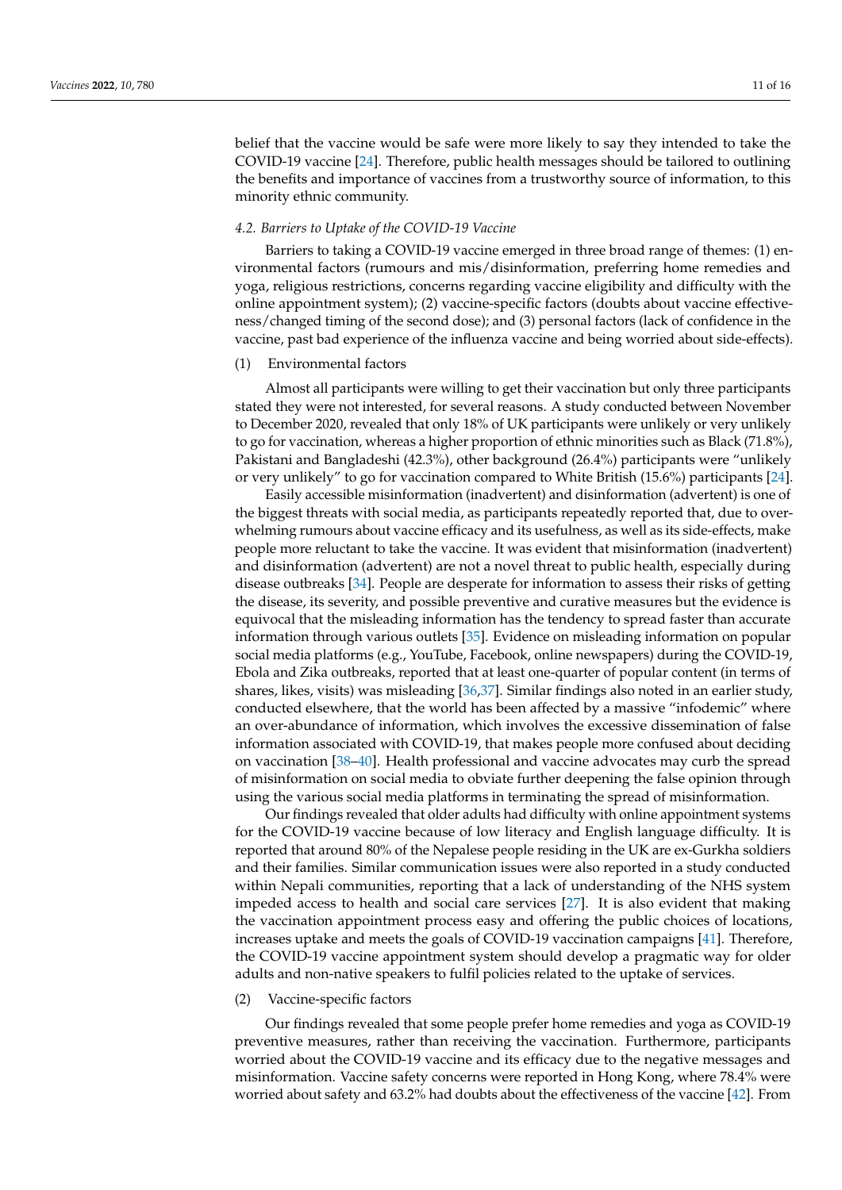belief that the vaccine would be safe were more likely to say they intended to take the COVID-19 vaccine [24]. Therefore, public health messages should be tailored to outlining the benefits and importance of vaccines from a trustworthy source of information, to this minority ethnic community.

### *4.2. Barriers to Uptake of the COVID-19 Vaccine*

Barriers to taking a COVID-19 vaccine emerged in three broad range of themes: (1) environmental factors (rumours and mis/disinformation, preferring home remedies and yoga, religious restrictions, concerns regarding vaccine eligibility and difficulty with the online appointment system); (2) vaccine-specific factors (doubts about vaccine effectiveness/changed timing of the second dose); and (3) personal factors (lack of confidence in the vaccine, past bad experience of the influenza vaccine and being worried about side-effects).

(1) Environmental factors

Almost all participants were willing to get their vaccination but only three participants stated they were not interested, for several reasons. A study conducted between November to December 2020, revealed that only 18% of UK participants were unlikely or very unlikely to go for vaccination, whereas a higher proportion of ethnic minorities such as Black (71.8%), Pakistani and Bangladeshi (42.3%), other background (26.4%) participants were "unlikely or very unlikely" to go for vaccination compared to White British (15.6%) participants [24].

Easily accessible misinformation (inadvertent) and disinformation (advertent) is one of the biggest threats with social media, as participants repeatedly reported that, due to overwhelming rumours about vaccine efficacy and its usefulness, as well as its side-effects, make people more reluctant to take the vaccine. It was evident that misinformation (inadvertent) and disinformation (advertent) are not a novel threat to public health, especially during disease outbreaks [34]. People are desperate for information to assess their risks of getting the disease, its severity, and possible preventive and curative measures but the evidence is equivocal that the misleading information has the tendency to spread faster than accurate information through various outlets [35]. Evidence on misleading information on popular social media platforms (e.g., YouTube, Facebook, online newspapers) during the COVID-19, Ebola and Zika outbreaks, reported that at least one-quarter of popular content (in terms of shares, likes, visits) was misleading [36,37]. Similar findings also noted in an earlier study, conducted elsewhere, that the world has been affected by a massive "infodemic" where an over-abundance of information, which involves the excessive dissemination of false information associated with COVID-19, that makes people more confused about deciding on vaccination [38–40]. Health professional and vaccine advocates may curb the spread of misinformation on social media to obviate further deepening the false opinion through using the various social media platforms in terminating the spread of misinformation.

Our findings revealed that older adults had difficulty with online appointment systems for the COVID-19 vaccine because of low literacy and English language difficulty. It is reported that around 80% of the Nepalese people residing in the UK are ex-Gurkha soldiers and their families. Similar communication issues were also reported in a study conducted within Nepali communities, reporting that a lack of understanding of the NHS system impeded access to health and social care services [27]. It is also evident that making the vaccination appointment process easy and offering the public choices of locations, increases uptake and meets the goals of COVID-19 vaccination campaigns [41]. Therefore, the COVID-19 vaccine appointment system should develop a pragmatic way for older adults and non-native speakers to fulfil policies related to the uptake of services.

(2) Vaccine-specific factors

Our findings revealed that some people prefer home remedies and yoga as COVID-19 preventive measures, rather than receiving the vaccination. Furthermore, participants worried about the COVID-19 vaccine and its efficacy due to the negative messages and misinformation. Vaccine safety concerns were reported in Hong Kong, where 78.4% were worried about safety and 63.2% had doubts about the effectiveness of the vaccine [42]. From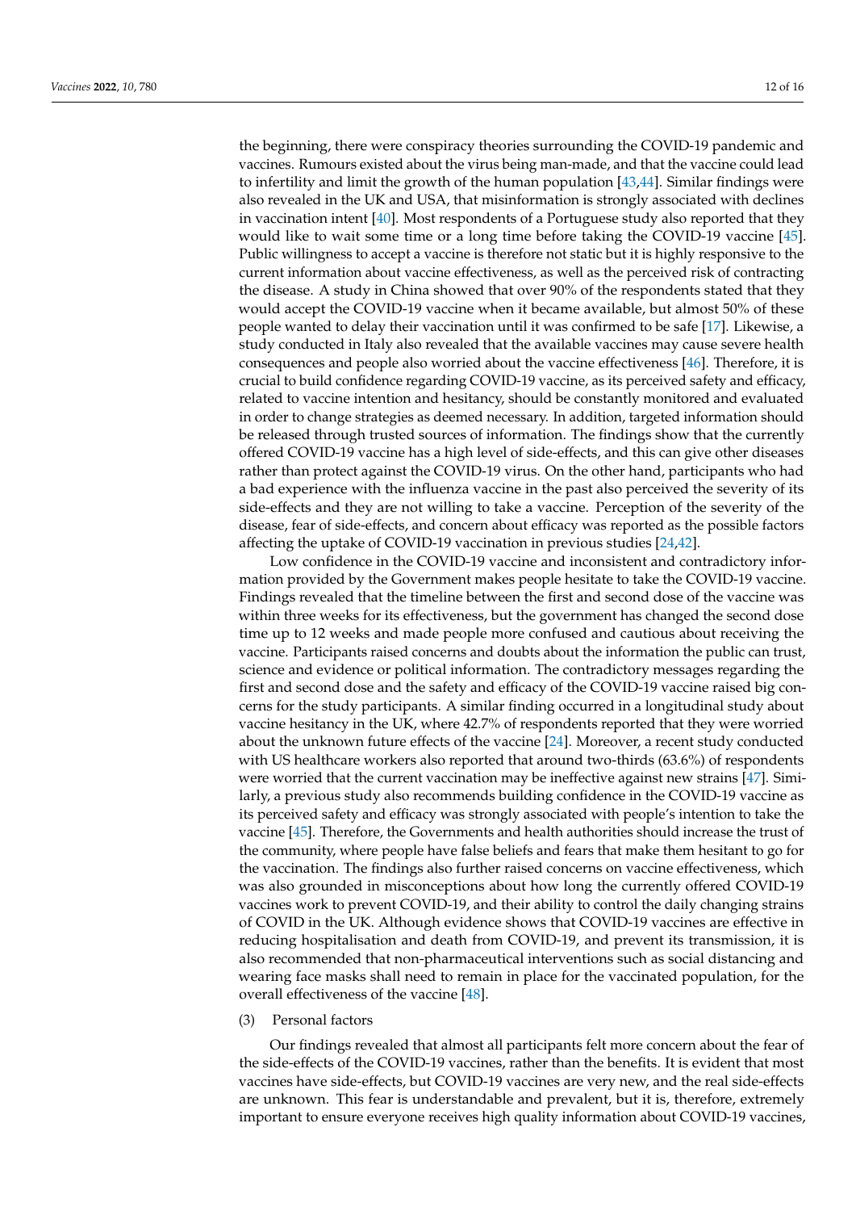the beginning, there were conspiracy theories surrounding the COVID-19 pandemic and vaccines. Rumours existed about the virus being man-made, and that the vaccine could lead to infertility and limit the growth of the human population [43,44]. Similar findings were also revealed in the UK and USA, that misinformation is strongly associated with declines in vaccination intent [40]. Most respondents of a Portuguese study also reported that they would like to wait some time or a long time before taking the COVID-19 vaccine [45]. Public willingness to accept a vaccine is therefore not static but it is highly responsive to the current information about vaccine effectiveness, as well as the perceived risk of contracting the disease. A study in China showed that over 90% of the respondents stated that they would accept the COVID-19 vaccine when it became available, but almost 50% of these people wanted to delay their vaccination until it was confirmed to be safe [17]. Likewise, a study conducted in Italy also revealed that the available vaccines may cause severe health consequences and people also worried about the vaccine effectiveness [46]. Therefore, it is crucial to build confidence regarding COVID-19 vaccine, as its perceived safety and efficacy, related to vaccine intention and hesitancy, should be constantly monitored and evaluated in order to change strategies as deemed necessary. In addition, targeted information should be released through trusted sources of information. The findings show that the currently offered COVID-19 vaccine has a high level of side-effects, and this can give other diseases rather than protect against the COVID-19 virus. On the other hand, participants who had a bad experience with the influenza vaccine in the past also perceived the severity of its side-effects and they are not willing to take a vaccine. Perception of the severity of the disease, fear of side-effects, and concern about efficacy was reported as the possible factors affecting the uptake of COVID-19 vaccination in previous studies [24,42].

Low confidence in the COVID-19 vaccine and inconsistent and contradictory information provided by the Government makes people hesitate to take the COVID-19 vaccine. Findings revealed that the timeline between the first and second dose of the vaccine was within three weeks for its effectiveness, but the government has changed the second dose time up to 12 weeks and made people more confused and cautious about receiving the vaccine. Participants raised concerns and doubts about the information the public can trust, science and evidence or political information. The contradictory messages regarding the first and second dose and the safety and efficacy of the COVID-19 vaccine raised big concerns for the study participants. A similar finding occurred in a longitudinal study about vaccine hesitancy in the UK, where 42.7% of respondents reported that they were worried about the unknown future effects of the vaccine [24]. Moreover, a recent study conducted with US healthcare workers also reported that around two-thirds (63.6%) of respondents were worried that the current vaccination may be ineffective against new strains [47]. Similarly, a previous study also recommends building confidence in the COVID-19 vaccine as its perceived safety and efficacy was strongly associated with people's intention to take the vaccine [45]. Therefore, the Governments and health authorities should increase the trust of the community, where people have false beliefs and fears that make them hesitant to go for the vaccination. The findings also further raised concerns on vaccine effectiveness, which was also grounded in misconceptions about how long the currently offered COVID-19 vaccines work to prevent COVID-19, and their ability to control the daily changing strains of COVID in the UK. Although evidence shows that COVID-19 vaccines are effective in reducing hospitalisation and death from COVID-19, and prevent its transmission, it is also recommended that non-pharmaceutical interventions such as social distancing and wearing face masks shall need to remain in place for the vaccinated population, for the overall effectiveness of the vaccine [48].

(3) Personal factors

Our findings revealed that almost all participants felt more concern about the fear of the side-effects of the COVID-19 vaccines, rather than the benefits. It is evident that most vaccines have side-effects, but COVID-19 vaccines are very new, and the real side-effects are unknown. This fear is understandable and prevalent, but it is, therefore, extremely important to ensure everyone receives high quality information about COVID-19 vaccines,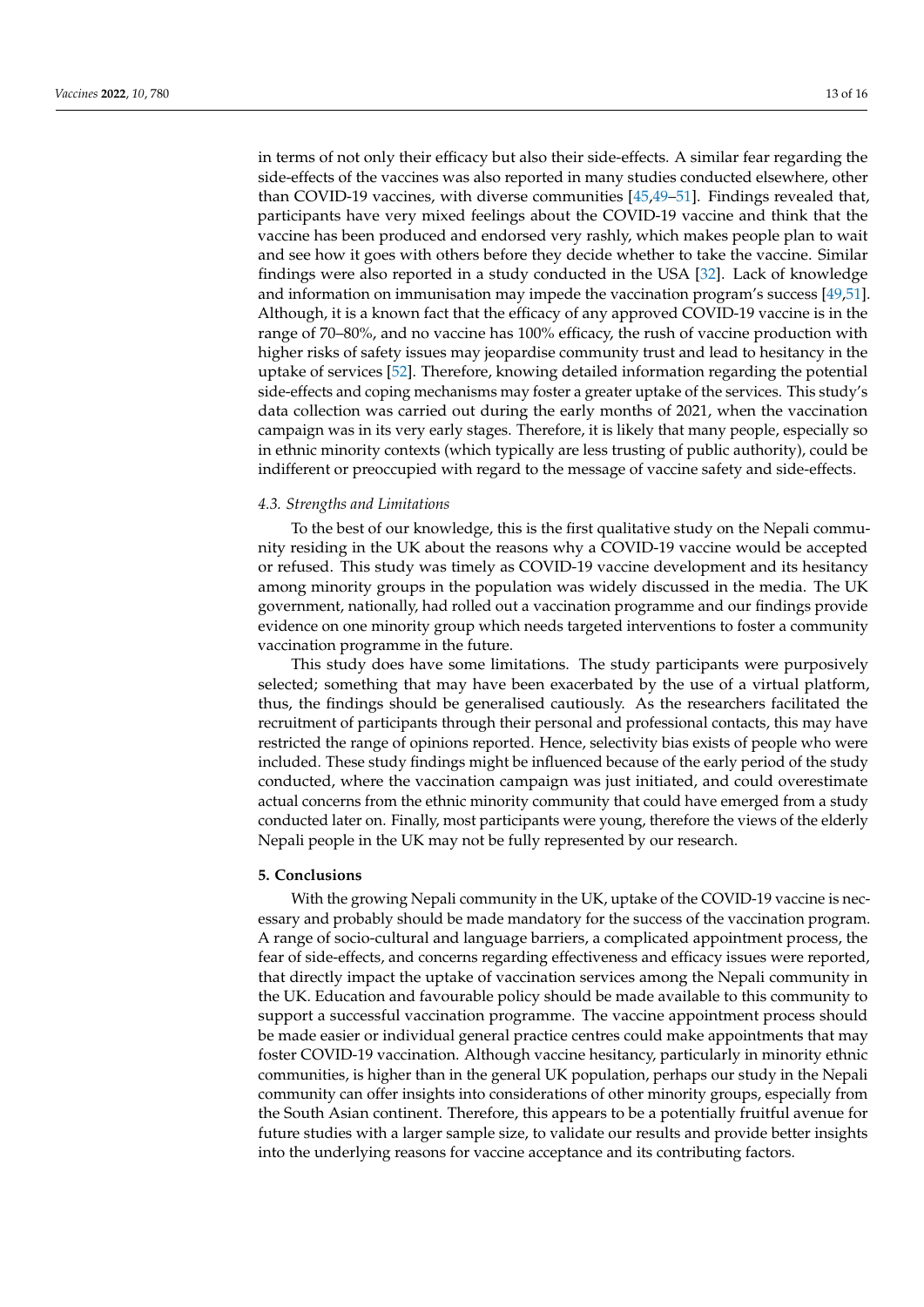in terms of not only their efficacy but also their side-effects. A similar fear regarding the side-effects of the vaccines was also reported in many studies conducted elsewhere, other than COVID-19 vaccines, with diverse communities [45,49–51]. Findings revealed that, participants have very mixed feelings about the COVID-19 vaccine and think that the vaccine has been produced and endorsed very rashly, which makes people plan to wait and see how it goes with others before they decide whether to take the vaccine. Similar findings were also reported in a study conducted in the USA [32]. Lack of knowledge and information on immunisation may impede the vaccination program's success [49,51]. Although, it is a known fact that the efficacy of any approved COVID-19 vaccine is in the range of 70–80%, and no vaccine has 100% efficacy, the rush of vaccine production with higher risks of safety issues may jeopardise community trust and lead to hesitancy in the uptake of services [52]. Therefore, knowing detailed information regarding the potential side-effects and coping mechanisms may foster a greater uptake of the services. This study's data collection was carried out during the early months of 2021, when the vaccination campaign was in its very early stages. Therefore, it is likely that many people, especially so in ethnic minority contexts (which typically are less trusting of public authority), could be indifferent or preoccupied with regard to the message of vaccine safety and side-effects.

### *4.3. Strengths and Limitations*

To the best of our knowledge, this is the first qualitative study on the Nepali community residing in the UK about the reasons why a COVID-19 vaccine would be accepted or refused. This study was timely as COVID-19 vaccine development and its hesitancy among minority groups in the population was widely discussed in the media. The UK government, nationally, had rolled out a vaccination programme and our findings provide evidence on one minority group which needs targeted interventions to foster a community vaccination programme in the future.

This study does have some limitations. The study participants were purposively selected; something that may have been exacerbated by the use of a virtual platform, thus, the findings should be generalised cautiously. As the researchers facilitated the recruitment of participants through their personal and professional contacts, this may have restricted the range of opinions reported. Hence, selectivity bias exists of people who were included. These study findings might be influenced because of the early period of the study conducted, where the vaccination campaign was just initiated, and could overestimate actual concerns from the ethnic minority community that could have emerged from a study conducted later on. Finally, most participants were young, therefore the views of the elderly Nepali people in the UK may not be fully represented by our research.

## **5. Conclusions**

With the growing Nepali community in the UK, uptake of the COVID-19 vaccine is necessary and probably should be made mandatory for the success of the vaccination program. A range of socio-cultural and language barriers, a complicated appointment process, the fear of side-effects, and concerns regarding effectiveness and efficacy issues were reported, that directly impact the uptake of vaccination services among the Nepali community in the UK. Education and favourable policy should be made available to this community to support a successful vaccination programme. The vaccine appointment process should be made easier or individual general practice centres could make appointments that may foster COVID-19 vaccination. Although vaccine hesitancy, particularly in minority ethnic communities, is higher than in the general UK population, perhaps our study in the Nepali community can offer insights into considerations of other minority groups, especially from the South Asian continent. Therefore, this appears to be a potentially fruitful avenue for future studies with a larger sample size, to validate our results and provide better insights into the underlying reasons for vaccine acceptance and its contributing factors.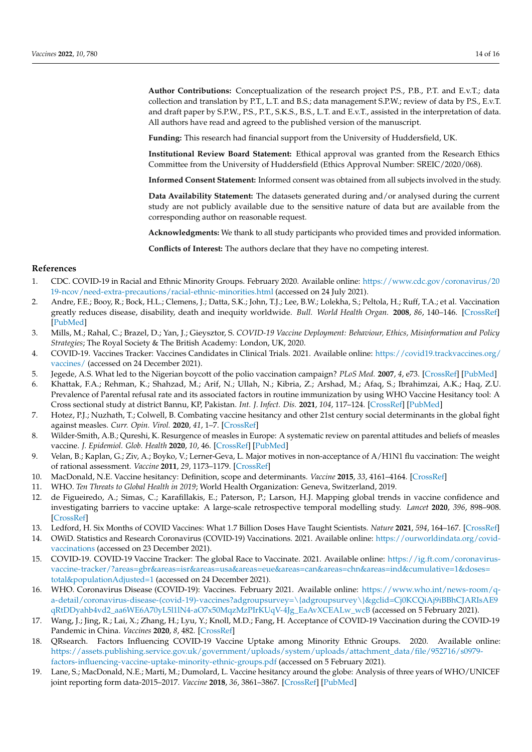**Author Contributions:** Conceptualization of the research project P.S., P.B., P.T. and E.v.T.; data collection and translation by P.T., L.T. and B.S.; data management S.P.W.; review of data by P.S., E.v.T. and draft paper by S.P.W., P.S., P.T., S.K.S., B.S., L.T. and E.v.T., assisted in the interpretation of data. All authors have read and agreed to the published version of the manuscript.

**Funding:** This research had financial support from the University of Huddersfield, UK.

**Institutional Review Board Statement:** Ethical approval was granted from the Research Ethics Committee from the University of Huddersfield (Ethics Approval Number: SREIC/2020/068).

**Informed Consent Statement:** Informed consent was obtained from all subjects involved in the study.

**Data Availability Statement:** The datasets generated during and/or analysed during the current study are not publicly available due to the sensitive nature of data but are available from the corresponding author on reasonable request.

**Acknowledgments:** We thank to all study participants who provided times and provided information.

**Conflicts of Interest:** The authors declare that they have no competing interest.

## References

1. CDC. COVID-19 in Racial and Ethnic Minority Groups. February 2020. Available online: https://www.cdc.gov/coronavirus/2019-ncov/need-extra-precautions/racial-ethnic-minorities.html (accessed on 24 July 2021).
2. Andre, F.E.; Booy, R.; Bock, H.L.; Clemens, J.; Datta, S.K.; John, T.J.; Lee, B.W.; Lolekha, S.; Peltola, H.; Ruff, T.A.; et al. Vaccination greatly reduces disease, disability, death and inequity worldwide. *Bull. World Health Organ.* **2008**, *86*, 140–146. [CrossRef] [PubMed]
3. Mills, M.; Rahal, C.; Brazel, D.; Yan, J.; Gieysztor, S. *COVID-19 Vaccine Deployment: Behaviour, Ethics, Misinformation and Policy Strategies*; The Royal Society & The British Academy: London, UK, 2020.
4. COVID-19. Vaccines Tracker: Vaccines Candidates in Clinical Trials. 2021. Available online: https://covid19.trackvaccines.org/vaccines/ (accessed on 24 December 2021).
5. Jegede, A.S. What led to the Nigerian boycott of the polio vaccination campaign? *PLoS Med.* **2007**, *4*, e73. [CrossRef] [PubMed]
6. Khattak, F.A.; Rehman, K.; Shahzad, M.; Arif, N.; Ullah, N.; Kibria, Z.; Arshad, M.; Afaq, S.; Ibrahimzai, A.K.; Haq, Z.U. Prevalence of Parental refusal rate and its associated factors in routine immunization by using WHO Vaccine Hesitancy tool: A Cross sectional study at district Bannu, KP, Pakistan. *Int. J. Infect. Dis.* **2021**, *104*, 117–124. [CrossRef] [PubMed]
7. Hotez, P.J.; Nuzhath, T.; Colwell, B. Combating vaccine hesitancy and other 21st century social determinants in the global fight against measles. *Curr. Opin. Virol.* **2020**, *41*, 1–7. [CrossRef]
8. Wilder-Smith, A.B.; Qureshi, K. Resurgence of measles in Europe: A systematic review on parental attitudes and beliefs of measles vaccine. *J. Epidemiol. Glob. Health* **2020**, *10*, 46. [CrossRef] [PubMed]
9. Velan, B.; Kaplan, G.; Ziv, A.; Boyko, V.; Lerner-Geva, L. Major motives in non-acceptance of A/H1N1 flu vaccination: The weight of rational assessment. *Vaccine* **2011**, *29*, 1173–1179. [CrossRef]
10. MacDonald, N.E. Vaccine hesitancy: Definition, scope and determinants. *Vaccine* **2015**, *33*, 4161–4164. [CrossRef]
11. WHO. *Ten Threats to Global Health in 2019*; World Health Organization: Geneva, Switzerland, 2019.
12. de Figueiredo, A.; Simas, C.; Karafillakis, E.; Paterson, P.; Larson, H.J. Mapping global trends in vaccine confidence and investigating barriers to vaccine uptake: A large-scale retrospective temporal modelling study. *Lancet* **2020**, *396*, 898–908. [CrossRef]
13. Ledford, H. Six Months of COVID Vaccines: What 1.7 Billion Doses Have Taught Scientists. *Nature* **2021**, *594*, 164–167. [CrossRef]
14. OWiD. Statistics and Research Coronavirus (COVID-19) Vaccinations. 2021. Available online: https://ourworldindata.org/covid-vaccinations (accessed on 23 December 2021).
15. COVID-19. COVID-19 Vaccine Tracker: The global Race to Vaccinate. 2021. Available online: https://ig.ft.com/coronavirus-vaccine-tracker/?areas=gbr&areas=isr&areas=usa&areas=eue&areas=can&areas=chn&areas=ind&cumulative=1&doses=total&populationAdjusted=1 (accessed on 24 December 2021).
16. WHO. Coronavirus Disease (COVID-19): Vaccines. February 2021. Available online: https://www.who.int/news-room/q-a-detail/coronavirus-disease-(covid-19)-vaccines?adgroupsurvey=\{adgroupsurvey\}&gclid=Cj0KCQiAj9iBBhCJARIsAE9qRtDDyahb4vd2_aa6WE6A70yL5l1lN4-aO7x50MqzMzPIrKUqV-4Jg_EaAvXCEALw_wcB (accessed on 5 February 2021).
17. Wang, J.; Jing, R.; Lai, X.; Zhang, H.; Lyu, Y.; Knoll, M.D.; Fang, H. Acceptance of COVID-19 Vaccination during the COVID-19 Pandemic in China. *Vaccines* **2020**, *8*, 482. [CrossRef]
18. QRsearch. Factors Influencing COVID-19 Vaccine Uptake among Minority Ethnic Groups. 2020. Available online: https://assets.publishing.service.gov.uk/government/uploads/system/uploads/attachment_data/file/952716/s0979-factors-influencing-vaccine-uptake-minority-ethnic-groups.pdf (accessed on 5 February 2021).
19. Lane, S.; MacDonald, N.E.; Marti, M.; Dumolard, L. Vaccine hesitancy around the globe: Analysis of three years of WHO/UNICEF joint reporting form data-2015–2017. *Vaccine* **2018**, *36*, 3861–3867. [CrossRef] [PubMed]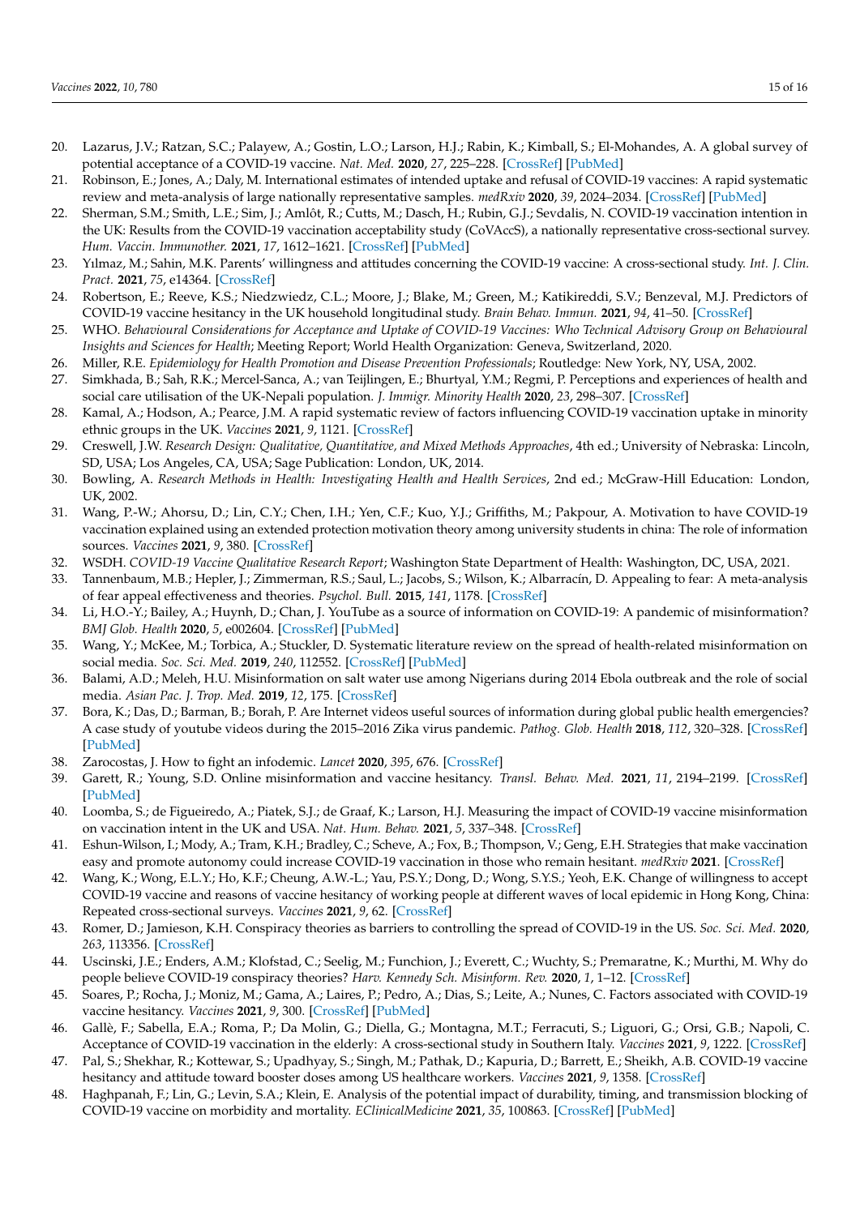20. Lazarus, J.V.; Ratzan, S.C.; Palayew, A.; Gostin, L.O.; Larson, H.J.; Rabin, K.; Kimball, S.; El-Mohandes, A. A global survey of potential acceptance of a COVID-19 vaccine. *Nat. Med.* **2020**, *27*, 225–228. [CrossRef] [PubMed]
21. Robinson, E.; Jones, A.; Daly, M. International estimates of intended uptake and refusal of COVID-19 vaccines: A rapid systematic review and meta-analysis of large nationally representative samples. *medRxiv* **2020**, *39*, 2024–2034. [CrossRef] [PubMed]
22. Sherman, S.M.; Smith, L.E.; Sim, J.; Amlôt, R.; Cutts, M.; Dasch, H.; Rubin, G.J.; Sevdalis, N. COVID-19 vaccination intention in the UK: Results from the COVID-19 vaccination acceptability study (CoVAccS), a nationally representative cross-sectional survey. *Hum. Vaccin. Immunother.* **2021**, *17*, 1612–1621. [CrossRef] [PubMed]
23. Yılmaz, M.; Sahin, M.K. Parents' willingness and attitudes concerning the COVID-19 vaccine: A cross-sectional study. *Int. J. Clin. Pract.* **2021**, *75*, e14364. [CrossRef]
24. Robertson, E.; Reeve, K.S.; Niedzwiedz, C.L.; Moore, J.; Blake, M.; Green, M.; Katikireddi, S.V.; Benzeval, M.J. Predictors of COVID-19 vaccine hesitancy in the UK household longitudinal study. *Brain Behav. Immun.* **2021**, *94*, 41–50. [CrossRef]
25. WHO. *Behavioural Considerations for Acceptance and Uptake of COVID-19 Vaccines: Who Technical Advisory Group on Behavioural Insights and Sciences for Health*; Meeting Report; World Health Organization: Geneva, Switzerland, 2020.
26. Miller, R.E. *Epidemiology for Health Promotion and Disease Prevention Professionals*; Routledge: New York, NY, USA, 2002.
27. Simkhada, B.; Sah, R.K.; Mercel-Sanca, A.; van Teijlingen, E.; Bhurtyal, Y.M.; Regmi, P. Perceptions and experiences of health and social care utilisation of the UK-Nepali population. *J. Immigr. Minority Health* **2020**, *23*, 298–307. [CrossRef]
28. Kamal, A.; Hodson, A.; Pearce, J.M. A rapid systematic review of factors influencing COVID-19 vaccination uptake in minority ethnic groups in the UK. *Vaccines* **2021**, *9*, 1121. [CrossRef]
29. Creswell, J.W. *Research Design: Qualitative, Quantitative, and Mixed Methods Approaches*, 4th ed.; University of Nebraska: Lincoln, SD, USA; Los Angeles, CA, USA; Sage Publication: London, UK, 2014.
30. Bowling, A. *Research Methods in Health: Investigating Health and Health Services*, 2nd ed.; McGraw-Hill Education: London, UK, 2002.
31. Wang, P.-W.; Ahorsu, D.; Lin, C.Y.; Chen, I.H.; Yen, C.F.; Kuo, Y.J.; Griffiths, M.; Pakpour, A. Motivation to have COVID-19 vaccination explained using an extended protection motivation theory among university students in china: The role of information sources. *Vaccines* **2021**, *9*, 380. [CrossRef]
32. WSDH. *COVID-19 Vaccine Qualitative Research Report*; Washington State Department of Health: Washington, DC, USA, 2021.
33. Tannenbaum, M.B.; Hepler, J.; Zimmerman, R.S.; Saul, L.; Jacobs, S.; Wilson, K.; Albarracín, D. Appealing to fear: A meta-analysis of fear appeal effectiveness and theories. *Psychol. Bull.* **2015**, *141*, 1178. [CrossRef]
34. Li, H.O.-Y.; Bailey, A.; Huynh, D.; Chan, J. YouTube as a source of information on COVID-19: A pandemic of misinformation? *BMJ Glob. Health* **2020**, *5*, e002604. [CrossRef] [PubMed]
35. Wang, Y.; McKee, M.; Torbica, A.; Stuckler, D. Systematic literature review on the spread of health-related misinformation on social media. *Soc. Sci. Med.* **2019**, *240*, 112552. [CrossRef] [PubMed]
36. Balami, A.D.; Meleh, H.U. Misinformation on salt water use among Nigerians during 2014 Ebola outbreak and the role of social media. *Asian Pac. J. Trop. Med.* **2019**, *12*, 175. [CrossRef]
37. Bora, K.; Das, D.; Barman, B.; Borah, P. Are Internet videos useful sources of information during global public health emergencies? A case study of youtube videos during the 2015–2016 Zika virus pandemic. *Pathog. Glob. Health* **2018**, *112*, 320–328. [CrossRef] [PubMed]
38. Zarocostas, J. How to fight an infodemic. *Lancet* **2020**, *395*, 676. [CrossRef]
39. Garett, R.; Young, S.D. Online misinformation and vaccine hesitancy. *Transl. Behav. Med.* **2021**, *11*, 2194–2199. [CrossRef] [PubMed]
40. Loomba, S.; de Figueiredo, A.; Piatek, S.J.; de Graaf, K.; Larson, H.J. Measuring the impact of COVID-19 vaccine misinformation on vaccination intent in the UK and USA. *Nat. Hum. Behav.* **2021**, *5*, 337–348. [CrossRef]
41. Eshun-Wilson, I.; Mody, A.; Tram, K.H.; Bradley, C.; Scheve, A.; Fox, B.; Thompson, V.; Geng, E.H. Strategies that make vaccination easy and promote autonomy could increase COVID-19 vaccination in those who remain hesitant. *medRxiv* **2021**. [CrossRef]
42. Wang, K.; Wong, E.L.Y.; Ho, K.F.; Cheung, A.W.-L.; Yau, P.S.Y.; Dong, D.; Wong, S.Y.S.; Yeoh, E.K. Change of willingness to accept COVID-19 vaccine and reasons of vaccine hesitancy of working people at different waves of local epidemic in Hong Kong, China: Repeated cross-sectional surveys. *Vaccines* **2021**, *9*, 62. [CrossRef]
43. Romer, D.; Jamieson, K.H. Conspiracy theories as barriers to controlling the spread of COVID-19 in the US. *Soc. Sci. Med.* **2020**, *263*, 113356. [CrossRef]
44. Uscinski, J.E.; Enders, A.M.; Klofstad, C.; Seelig, M.; Funchion, J.; Everett, C.; Wuchty, S.; Premaratne, K.; Murthi, M. Why do people believe COVID-19 conspiracy theories? *Harv. Kennedy Sch. Misinform. Rev.* **2020**, *1*, 1–12. [CrossRef]
45. Soares, P.; Rocha, J.; Moniz, M.; Gama, A.; Laires, P.; Pedro, A.; Dias, S.; Leite, A.; Nunes, C. Factors associated with COVID-19 vaccine hesitancy. *Vaccines* **2021**, *9*, 300. [CrossRef] [PubMed]
46. Gallè, F.; Sabella, E.A.; Roma, P.; Da Molin, G.; Diella, G.; Montagna, M.T.; Ferracuti, S.; Liguori, G.; Orsi, G.B.; Napoli, C. Acceptance of COVID-19 vaccination in the elderly: A cross-sectional study in Southern Italy. *Vaccines* **2021**, *9*, 1222. [CrossRef]
47. Pal, S.; Shekhar, R.; Kottewar, S.; Upadhyay, S.; Singh, M.; Pathak, D.; Kapuria, D.; Barrett, E.; Sheikh, A.B. COVID-19 vaccine hesitancy and attitude toward booster doses among US healthcare workers. *Vaccines* **2021**, *9*, 1358. [CrossRef]
48. Haghpanah, F.; Lin, G.; Levin, S.A.; Klein, E. Analysis of the potential impact of durability, timing, and transmission blocking of COVID-19 vaccine on morbidity and mortality. *EClinicalMedicine* **2021**, *35*, 100863. [CrossRef] [PubMed]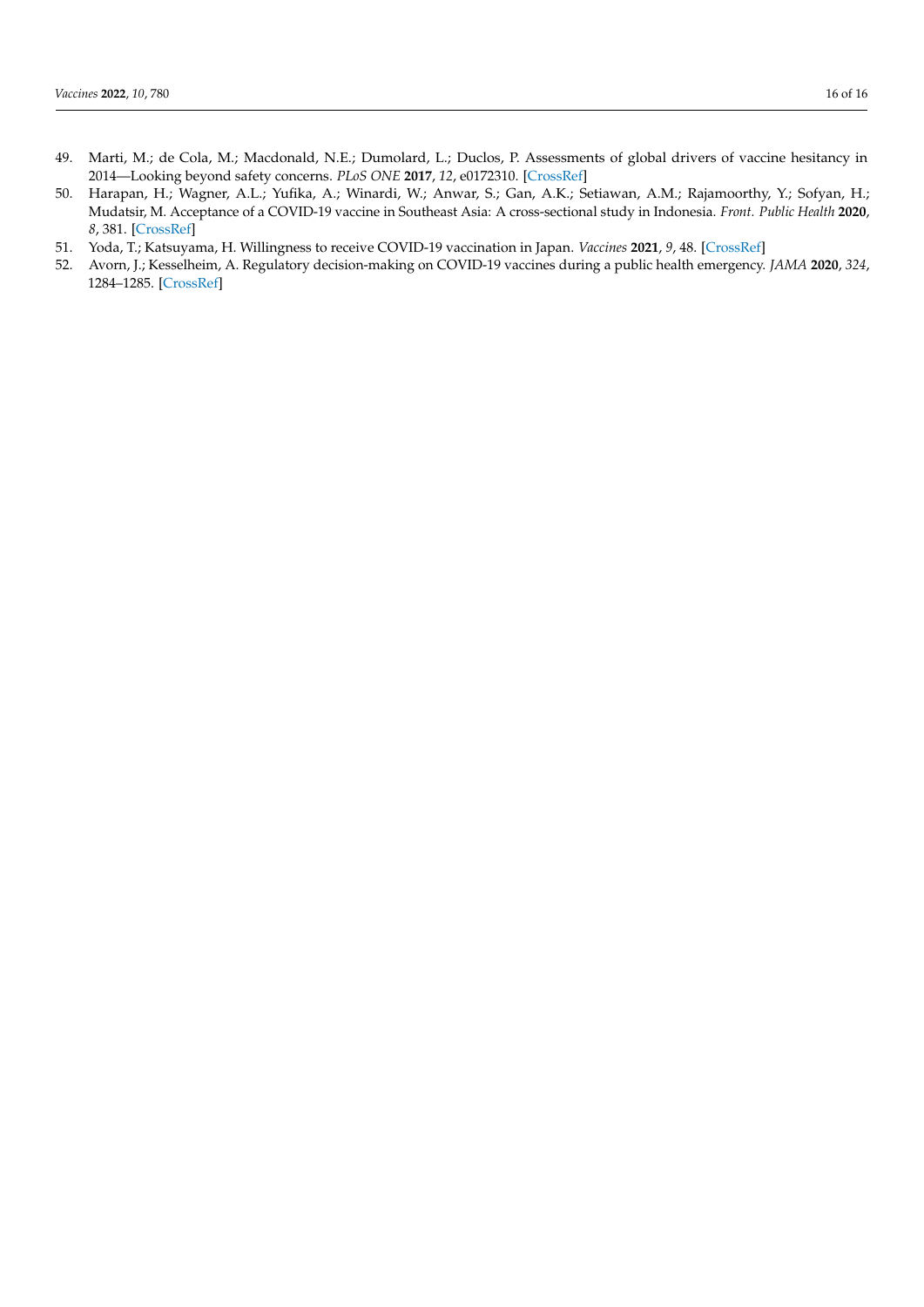49. Marti, M.; de Cola, M.; Macdonald, N.E.; Dumolard, L.; Duclos, P. Assessments of global drivers of vaccine hesitancy in 2014—Looking beyond safety concerns. *PLoS ONE* **2017**, *12*, e0172310. [CrossRef]
50. Harapan, H.; Wagner, A.L.; Yufika, A.; Winardi, W.; Anwar, S.; Gan, A.K.; Setiawan, A.M.; Rajamoorthy, Y.; Sofyan, H.; Mudatsir, M. Acceptance of a COVID-19 vaccine in Southeast Asia: A cross-sectional study in Indonesia. *Front. Public Health* **2020**, *8*, 381. [CrossRef]
51. Yoda, T.; Katsuyama, H. Willingness to receive COVID-19 vaccination in Japan. *Vaccines* **2021**, *9*, 48. [CrossRef]
52. Avorn, J.; Kesselheim, A. Regulatory decision-making on COVID-19 vaccines during a public health emergency. *JAMA* **2020**, *324*, 1284–1285. [CrossRef]